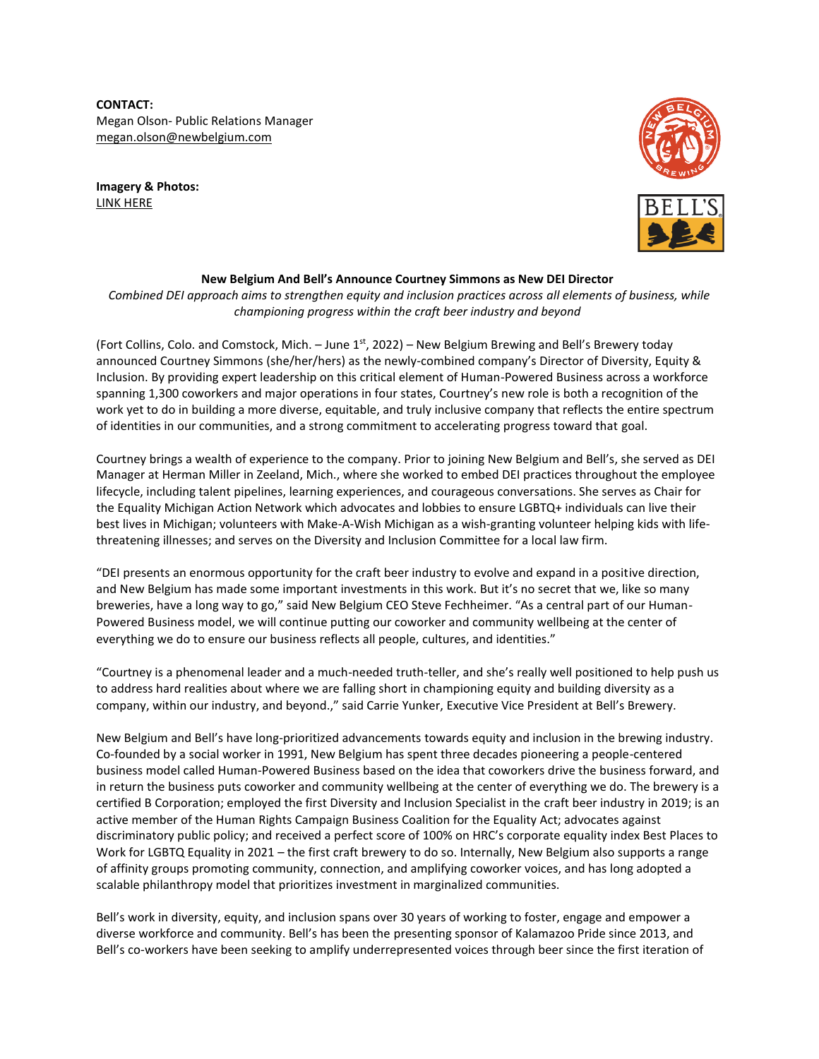**CONTACT:**
Megan Olson- Public Relations Manager
megan.olson@newbelgium.com

**Imagery & Photos:**
LINK HERE

**New Belgium And Bell's Announce Courtney Simmons as New DEI Director**

*Combined DEI approach aims to strengthen equity and inclusion practices across all elements of business, while championing progress within the craft beer industry and beyond*

(Fort Collins, Colo. and Comstock, Mich. – June 1st, 2022) – New Belgium Brewing and Bell's Brewery today announced Courtney Simmons (she/her/hers) as the newly-combined company's Director of Diversity, Equity & Inclusion. By providing expert leadership on this critical element of Human-Powered Business across a workforce spanning 1,300 coworkers and major operations in four states, Courtney's new role is both a recognition of the work yet to do in building a more diverse, equitable, and truly inclusive company that reflects the entire spectrum of identities in our communities, and a strong commitment to accelerating progress toward that goal.

Courtney brings a wealth of experience to the company. Prior to joining New Belgium and Bell's, she served as DEI Manager at Herman Miller in Zeeland, Mich., where she worked to embed DEI practices throughout the employee lifecycle, including talent pipelines, learning experiences, and courageous conversations. She serves as Chair for the Equality Michigan Action Network which advocates and lobbies to ensure LGBTQ+ individuals can live their best lives in Michigan; volunteers with Make-A-Wish Michigan as a wish-granting volunteer helping kids with life-threatening illnesses; and serves on the Diversity and Inclusion Committee for a local law firm.

"DEI presents an enormous opportunity for the craft beer industry to evolve and expand in a positive direction, and New Belgium has made some important investments in this work. But it's no secret that we, like so many breweries, have a long way to go," said New Belgium CEO Steve Fechheimer. "As a central part of our Human-Powered Business model, we will continue putting our coworker and community wellbeing at the center of everything we do to ensure our business reflects all people, cultures, and identities."

"Courtney is a phenomenal leader and a much-needed truth-teller, and she's really well positioned to help push us to address hard realities about where we are falling short in championing equity and building diversity as a company, within our industry, and beyond.," said Carrie Yunker, Executive Vice President at Bell's Brewery.

New Belgium and Bell's have long-prioritized advancements towards equity and inclusion in the brewing industry. Co-founded by a social worker in 1991, New Belgium has spent three decades pioneering a people-centered business model called Human-Powered Business based on the idea that coworkers drive the business forward, and in return the business puts coworker and community wellbeing at the center of everything we do. The brewery is a certified B Corporation; employed the first Diversity and Inclusion Specialist in the craft beer industry in 2019; is an active member of the Human Rights Campaign Business Coalition for the Equality Act; advocates against discriminatory public policy; and received a perfect score of 100% on HRC's corporate equality index Best Places to Work for LGBTQ Equality in 2021 – the first craft brewery to do so. Internally, New Belgium also supports a range of affinity groups promoting community, connection, and amplifying coworker voices, and has long adopted a scalable philanthropy model that prioritizes investment in marginalized communities.

Bell's work in diversity, equity, and inclusion spans over 30 years of working to foster, engage and empower a diverse workforce and community. Bell's has been the presenting sponsor of Kalamazoo Pride since 2013, and Bell's co-workers have been seeking to amplify underrepresented voices through beer since the first iteration of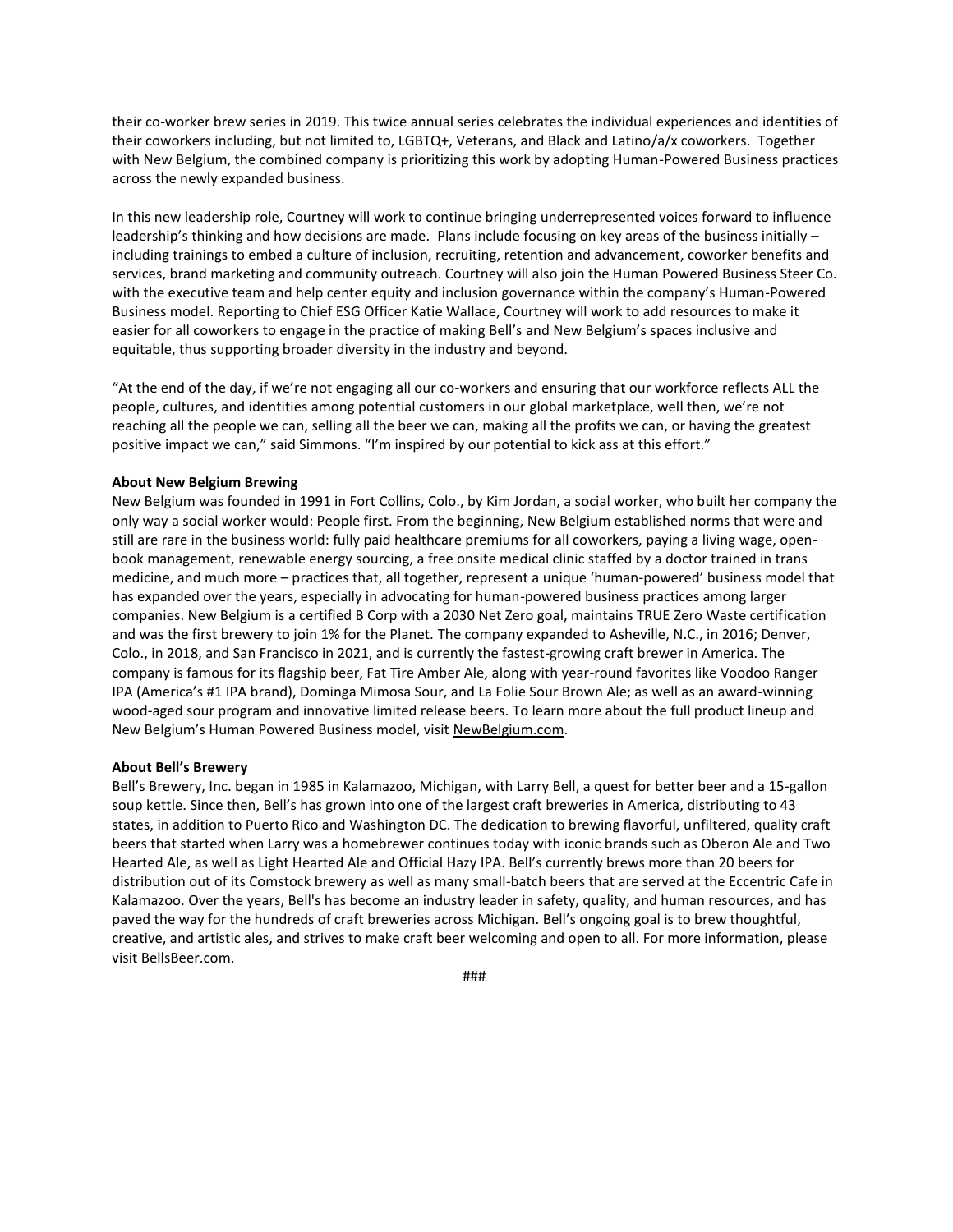their co-worker brew series in 2019. This twice annual series celebrates the individual experiences and identities of their coworkers including, but not limited to, LGBTQ+, Veterans, and Black and Latino/a/x coworkers. Together with New Belgium, the combined company is prioritizing this work by adopting Human-Powered Business practices across the newly expanded business.

In this new leadership role, Courtney will work to continue bringing underrepresented voices forward to influence leadership's thinking and how decisions are made. Plans include focusing on key areas of the business initially – including trainings to embed a culture of inclusion, recruiting, retention and advancement, coworker benefits and services, brand marketing and community outreach. Courtney will also join the Human Powered Business Steer Co. with the executive team and help center equity and inclusion governance within the company's Human-Powered Business model. Reporting to Chief ESG Officer Katie Wallace, Courtney will work to add resources to make it easier for all coworkers to engage in the practice of making Bell's and New Belgium's spaces inclusive and equitable, thus supporting broader diversity in the industry and beyond.

"At the end of the day, if we're not engaging all our co-workers and ensuring that our workforce reflects ALL the people, cultures, and identities among potential customers in our global marketplace, well then, we're not reaching all the people we can, selling all the beer we can, making all the profits we can, or having the greatest positive impact we can," said Simmons. "I'm inspired by our potential to kick ass at this effort."

**About New Belgium Brewing**

New Belgium was founded in 1991 in Fort Collins, Colo., by Kim Jordan, a social worker, who built her company the only way a social worker would: People first. From the beginning, New Belgium established norms that were and still are rare in the business world: fully paid healthcare premiums for all coworkers, paying a living wage, open-book management, renewable energy sourcing, a free onsite medical clinic staffed by a doctor trained in trans medicine, and much more – practices that, all together, represent a unique 'human-powered' business model that has expanded over the years, especially in advocating for human-powered business practices among larger companies. New Belgium is a certified B Corp with a 2030 Net Zero goal, maintains TRUE Zero Waste certification and was the first brewery to join 1% for the Planet. The company expanded to Asheville, N.C., in 2016; Denver, Colo., in 2018, and San Francisco in 2021, and is currently the fastest-growing craft brewer in America. The company is famous for its flagship beer, Fat Tire Amber Ale, along with year-round favorites like Voodoo Ranger IPA (America's #1 IPA brand), Dominga Mimosa Sour, and La Folie Sour Brown Ale; as well as an award-winning wood-aged sour program and innovative limited release beers. To learn more about the full product lineup and New Belgium's Human Powered Business model, visit NewBelgium.com.

**About Bell's Brewery**

Bell's Brewery, Inc. began in 1985 in Kalamazoo, Michigan, with Larry Bell, a quest for better beer and a 15-gallon soup kettle. Since then, Bell's has grown into one of the largest craft breweries in America, distributing to 43 states, in addition to Puerto Rico and Washington DC. The dedication to brewing flavorful, unfiltered, quality craft beers that started when Larry was a homebrewer continues today with iconic brands such as Oberon Ale and Two Hearted Ale, as well as Light Hearted Ale and Official Hazy IPA. Bell's currently brews more than 20 beers for distribution out of its Comstock brewery as well as many small-batch beers that are served at the Eccentric Cafe in Kalamazoo. Over the years, Bell's has become an industry leader in safety, quality, and human resources, and has paved the way for the hundreds of craft breweries across Michigan. Bell's ongoing goal is to brew thoughtful, creative, and artistic ales, and strives to make craft beer welcoming and open to all. For more information, please visit BellsBeer.com.

###